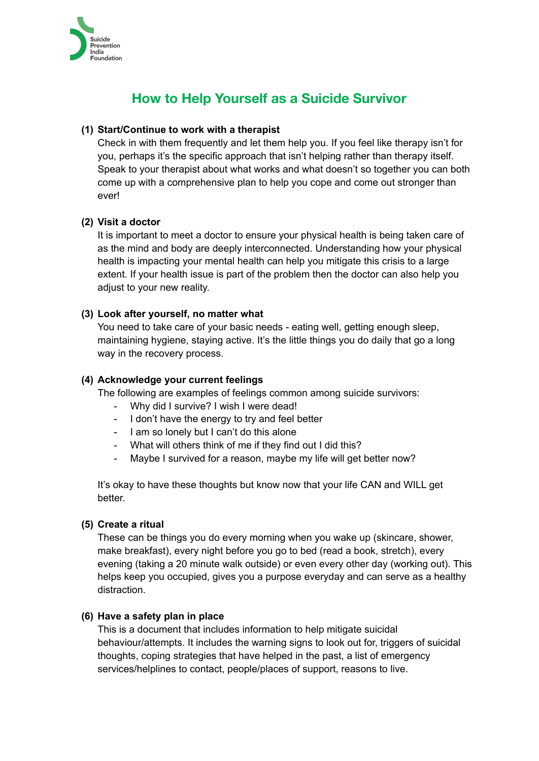Suicide Prevention India Foundation

# How to Help Yourself as a Suicide Survivor

**(1) Start/Continue to work with a therapist**

Check in with them frequently and let them help you. If you feel like therapy isn't for you, perhaps it's the specific approach that isn't helping rather than therapy itself. Speak to your therapist about what works and what doesn't so together you can both come up with a comprehensive plan to help you cope and come out stronger than ever!

**(2) Visit a doctor**

It is important to meet a doctor to ensure your physical health is being taken care of as the mind and body are deeply interconnected. Understanding how your physical health is impacting your mental health can help you mitigate this crisis to a large extent. If your health issue is part of the problem then the doctor can also help you adjust to your new reality.

**(3) Look after yourself, no matter what**

You need to take care of your basic needs - eating well, getting enough sleep, maintaining hygiene, staying active. It's the little things you do daily that go a long way in the recovery process.

**(4) Acknowledge your current feelings**

The following are examples of feelings common among suicide survivors:

- Why did I survive? I wish I were dead!
- I don't have the energy to try and feel better
- I am so lonely but I can't do this alone
- What will others think of me if they find out I did this?
- Maybe I survived for a reason, maybe my life will get better now?

It's okay to have these thoughts but know now that your life CAN and WILL get better.

**(5) Create a ritual**

These can be things you do every morning when you wake up (skincare, shower, make breakfast), every night before you go to bed (read a book, stretch), every evening (taking a 20 minute walk outside) or even every other day (working out). This helps keep you occupied, gives you a purpose everyday and can serve as a healthy distraction.

**(6) Have a safety plan in place**

This is a document that includes information to help mitigate suicidal behaviour/attempts. It includes the warning signs to look out for, triggers of suicidal thoughts, coping strategies that have helped in the past, a list of emergency services/helplines to contact, people/places of support, reasons to live.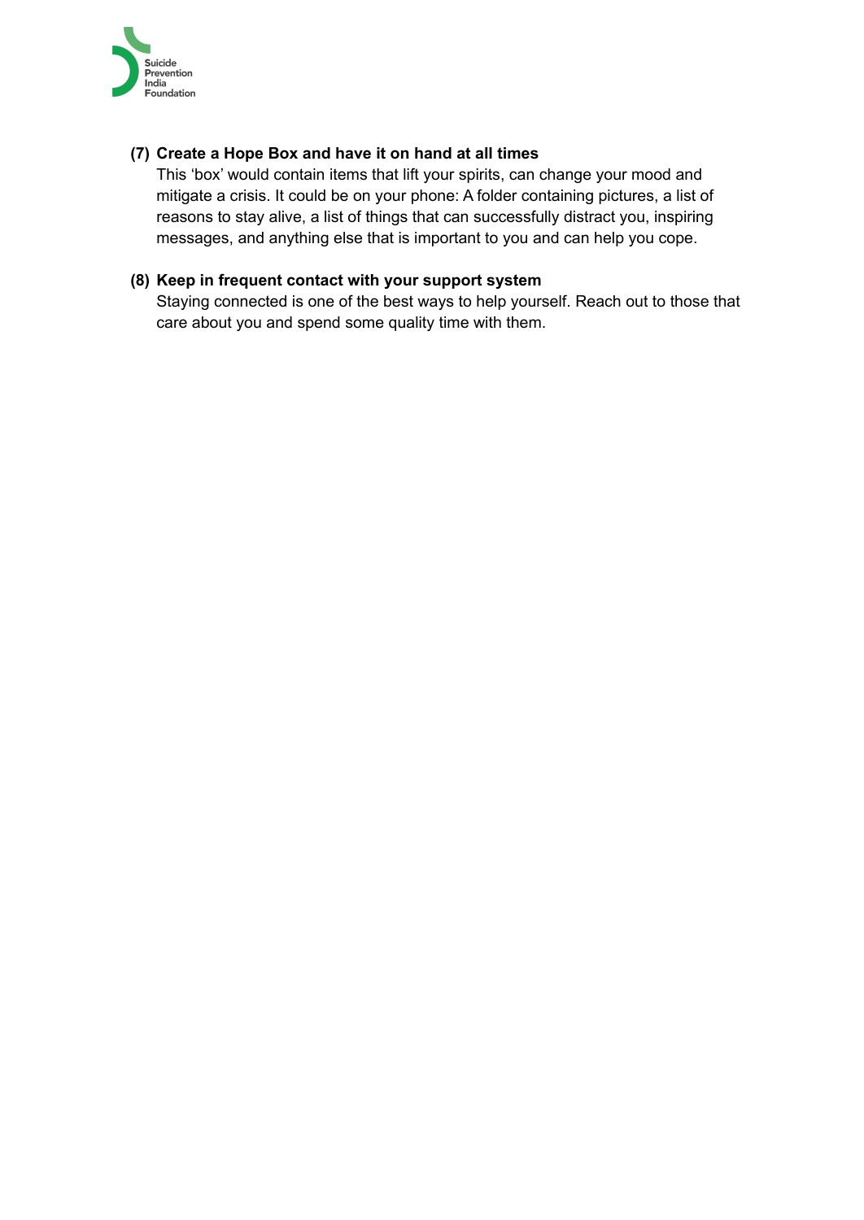**(7) Create a Hope Box and have it on hand at all times**

This 'box' would contain items that lift your spirits, can change your mood and mitigate a crisis. It could be on your phone: A folder containing pictures, a list of reasons to stay alive, a list of things that can successfully distract you, inspiring messages, and anything else that is important to you and can help you cope.

**(8) Keep in frequent contact with your support system**

Staying connected is one of the best ways to help yourself. Reach out to those that care about you and spend some quality time with them.